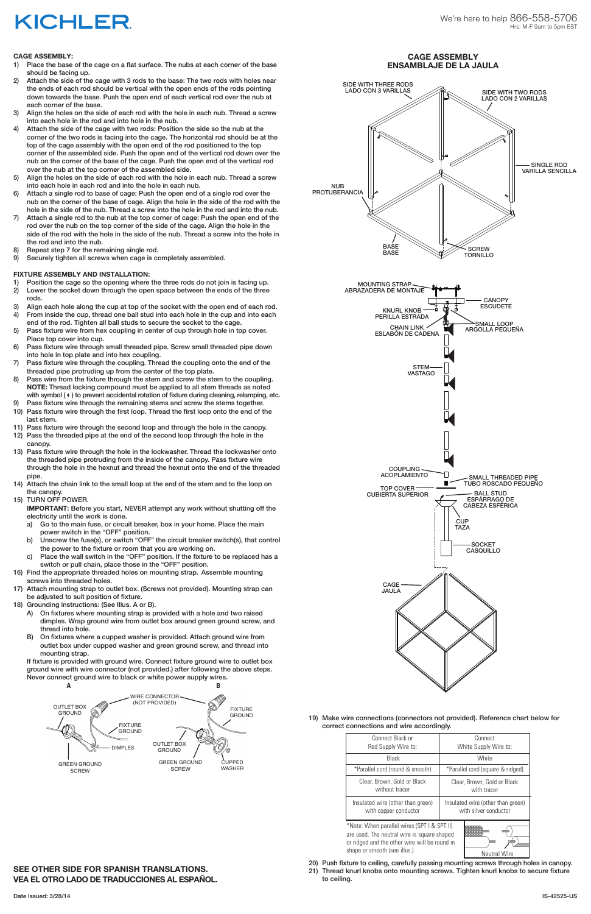KICHLER

We're here to help 866-558-5706
Hrs: M-F 9am to 5pm EST

**CAGE ASSEMBLY:**

1) Place the base of the cage on a flat surface. The nubs at each corner of the base should be facing up.
2) Attach the side of the cage with 3 rods to the base: The two rods with holes near the ends of each rod should be vertical with the open ends of the rods pointing down towards the base. Push the open end of each vertical rod over the nub at each corner of the base.
3) Align the holes on the side of each rod with the hole in each nub. Thread a screw into each hole in the rod and into hole in the nub.
4) Attach the side of the cage with two rods: Position the side so the nub at the corner of the two rods is facing into the cage. The horizontal rod should be at the top of the cage assembly with the open end of the rod positioned to the top corner of the assembled side. Push the open end of the vertical rod down over the nub on the corner of the base of the cage. Push the open end of the vertical rod over the nub at the top corner of the assembled side.
5) Align the holes on the side of each rod with the hole in each nub. Thread a screw into each hole in each rod and into the hole in each nub.
6) Attach a single rod to base of cage: Push the open end of a single rod over the nub on the corner of the base of cage. Align the hole in the side of the rod with the hole in the side of the nub. Thread a screw into the hole in the rod and into the nub.
7) Attach a single rod to the nub at the top corner of cage: Push the open end of the rod over the nub on the top corner of the side of the cage. Align the hole in the side of the rod with the hole in the side of the nub. Thread a screw into the hole in the rod and into the nub.
8) Repeat step 7 for the remaining single rod.
9) Securely tighten all screws when cage is completely assembled.

**FIXTURE ASSEMBLY AND INSTALLATION:**

1) Position the cage so the opening where the three rods do not join is facing up.
2) Lower the socket down through the open space between the ends of the three rods.
3) Align each hole along the cup at top of the socket with the open end of each rod.
4) From inside the cup, thread one ball stud into each hole in the cup and into each end of the rod. Tighten all ball studs to secure the socket to the cage.
5) Pass fixture wire from hex coupling in center of cup through hole in top cover. Place top cover into cup.
6) Pass fixture wire through small threaded pipe. Screw small threaded pipe down into hole in top plate and into hex coupling.
7) Pass fixture wire through the coupling. Thread the coupling onto the end of the threaded pipe protruding up from the center of the top plate.
8) Pass wire from the fixture through the stem and screw the stem to the coupling. **NOTE:** Thread locking compound must be applied to all stem threads as noted with symbol (◂) to prevent accidental rotation of fixture during cleaning, relamping, etc.
9) Pass fixture wire through the remaining stems and screw the stems together.
10) Pass fixture wire through the first loop. Thread the first loop onto the end of the last stem.
11) Pass fixture wire through the second loop and through the hole in the canopy.
12) Pass the threaded pipe at the end of the second loop through the hole in the canopy.
13) Pass fixture wire through the hole in the lockwasher. Thread the lockwasher onto the threaded pipe protruding from the inside of the canopy. Pass fixture wire through the hole in the hexnut and thread the hexnut onto the end of the threaded pipe.
14) Attach the chain link to the small loop at the end of the stem and to the loop on the canopy.
15) TURN OFF POWER.
**IMPORTANT:** Before you start, NEVER attempt any work without shutting off the electricity until the work is done.
   a) Go to the main fuse, or circuit breaker, box in your home. Place the main power switch in the "OFF" position.
   b) Unscrew the fuse(s), or switch "OFF" the circuit breaker switch(s), that control the power to the fixture or room that you are working on.
   c) Place the wall switch in the "OFF" position. If the fixture to be replaced has a switch or pull chain, place those in the "OFF" position.
16) Find the appropriate threaded holes on mounting strap. Assemble mounting screws into threaded holes.
17) Attach mounting strap to outlet box. (Screws not provided). Mounting strap can be adjusted to suit position of fixture.
18) Grounding instructions: (See Illus. A or B).
   A) On fixtures where mounting strap is provided with a hole and two raised dimples. Wrap ground wire from outlet box around green ground screw, and thread into hole.
   B) On fixtures where a cupped washer is provided. Attach ground wire from outlet box under cupped washer and green ground screw, and thread into mounting strap.

If fixture is provided with ground wire. Connect fixture ground wire to outlet box ground wire with wire connector (not provided.) after following the above steps. Never connect ground wire to black or white power supply wires.

A: OUTLET BOX GROUND, WIRE CONNECTOR (NOT PROVIDED), FIXTURE GROUND, DIMPLES, GREEN GROUND SCREW
B: FIXTURE GROUND, OUTLET BOX GROUND, GREEN GROUND SCREW, CUPPED WASHER

**CAGE ASSEMBLY**
**ENSAMBLAJE DE LA JAULA**

SIDE WITH THREE RODS / LADO CON 3 VARILLAS
SIDE WITH TWO RODS / LADO CON 2 VARILLAS
SINGLE ROD / VARILLA SENCILLA
NUB / PROTUBERANCIA
BASE / BASE
SCREW / TORNILLO

MOUNTING STRAP / ABRAZADERA DE MONTAJE
CANOPY / ESCUDETE
KNURL KNOB / PERILLA ESTRADA
SMALL LOOP / ARGOLLA PEQUEÑA
CHAIN LINK / ESLABÓN DE CADENA
STEM / VASTAGO
COUPLING / ACOPLAMIENTO
SMALL THREADED PIPE / TUBO ROSCADO PEQUEÑO
TOP COVER / CUBIERTA SUPERIOR
BALL STUD / ESPÁRRAGO DE CABEZA ESFÉRICA
CUP / TAZA
SOCKET / CASQUILLO
CAGE / JAULA

19) Make wire connections (connectors not provided). Reference chart below for correct connections and wire accordingly.

| Connect Black or Red Supply Wire to: | Connect White Supply Wire to: |
|---|---|
| Black | White |
| *Parallel cord (round & smooth) | *Parallel cord (square & ridged) |
| Clear, Brown, Gold or Black without tracer | Clear, Brown, Gold or Black with tracer |
| Insulated wire (other than green) with copper conductor | Insulated wire (other than green) with silver conductor |

*Note: When parallel wires (SPT I & SPT II) are used. The neutral wire is square shaped or ridged and the other wire will be round in shape or smooth (see illus.)

Neutral Wire

20) Push fixture to ceiling, carefully passing mounting screws through holes in canopy.
21) Thread knurl knobs onto mounting screws. Tighten knurl knobs to secure fixture to ceiling.

**SEE OTHER SIDE FOR SPANISH TRANSLATIONS.**
**VEA EL OTRO LADO DE TRADUCCIONES AL ESPAÑOL.**

Date Issued: 3/28/14

IS-42525-US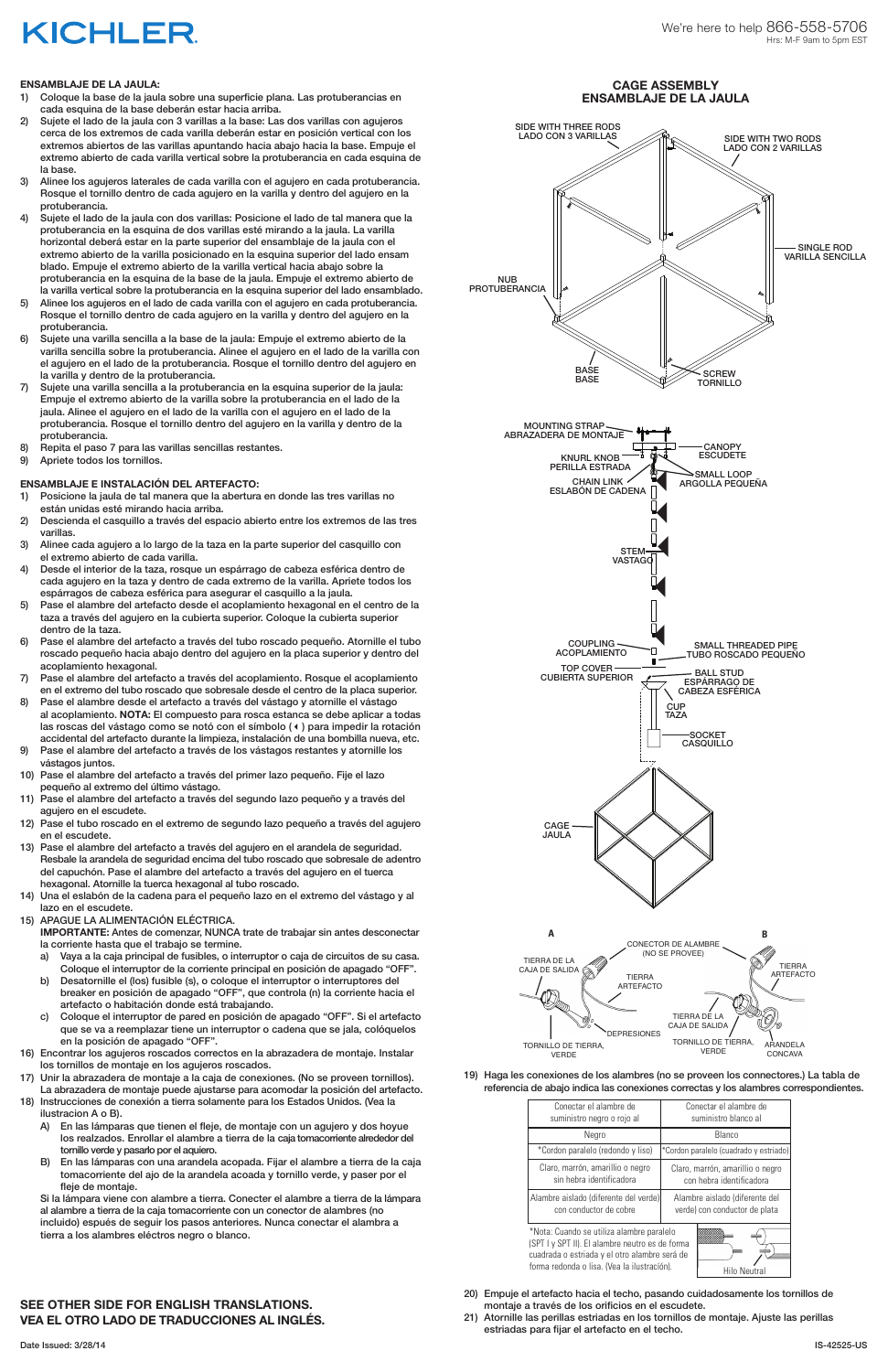# KICHLER

We're here to help 866-558-5706
Hrs: M-F 9am to 5pm EST

## ENSAMBLAJE DE LA JAULA:

1) Coloque la base de la jaula sobre una superficie plana. Las protuberancias en cada esquina de la base deberán estar hacia arriba.
2) Sujete el lado de la jaula con 3 varillas a la base: Las dos varillas con agujeros cerca de los extremos de cada varilla deberán estar en posición vertical con los extremos abiertos de las varillas apuntando hacia abajo hacia la base. Empuje el extremo abierto de cada varilla vertical sobre la protuberancia en cada esquina de la base.
3) Alinee los agujeros laterales de cada varilla con el agujero en cada protuberancia. Rosque el tornillo dentro de cada agujero en la varilla y dentro del agujero en la protuberancia.
4) Sujete el lado de la jaula con dos varillas: Posicione el lado de tal manera que la protuberancia en la esquina de dos varillas esté mirando a la jaula. La varilla horizontal deberá estar en la parte superior del ensamblaje de la jaula con el extremo abierto de la varilla posicionado en la esquina superior del lado ensam blado. Empuje el extremo abierto de la varilla vertical sobre la protuberancia en la esquina de la base de la jaula. Empuje el extremo abierto de la varilla vertical sobre la protuberancia en la esquina superior del lado ensamblado.
5) Alinee los agujeros en el lado de cada varilla con el agujero en cada protuberancia. Rosque el tornillo dentro de cada agujero en la varilla y dentro del agujero en la protuberancia.
6) Sujete una varilla sencilla a la base de la jaula: Empuje el extremo abierto de la varilla sencilla sobre la protuberancia. Alinee el agujero en el lado de la varilla con el agujero en el lado de la protuberancia. Rosque el tornillo dentro del agujero en la varilla y dentro de la protuberancia.
7) Sujete una varilla sencilla a la protuberancia en la esquina superior de la jaula: Empuje el extremo abierto de la varilla sobre la protuberancia en el lado de la jaula. Alinee el agujero en el lado de la varilla con el agujero en el lado de la protuberancia. Rosque el tornillo dentro del agujero en la varilla y dentro de la protuberancia.
8) Repita el paso 7 para las varillas sencillas restantes.
9) Apriete todos los tornillos.

## ENSAMBLAJE E INSTALACIÓN DEL ARTEFACTO:

1) Posicione la jaula de tal manera que la abertura en donde las tres varillas no están unidas esté mirando hacia arriba.
2) Descienda el casquillo a través del espacio abierto entre los extremos de las tres varillas.
3) Alinee cada agujero a lo largo de la taza en la parte superior del casquillo con el extremo abierto de cada varilla.
4) Desde el interior de la taza, rosque un espárrago de cabeza esférica dentro de cada agujero en la taza y dentro de cada extremo de la varilla. Apriete todos los espárragos de cabeza esférica para asegurar el casquillo a la jaula.
5) Pase el alambre del artefacto desde el acoplamiento hexagonal en el centro de la taza a través del agujero en la cubierta superior. Coloque la cubierta superior dentro de la taza.
6) Pase el alambre del artefacto a través del tubo roscado pequeño. Atornille el tubo roscado pequeño hacia abajo dentro del agujero en la placa superior y dentro del acoplamiento hexagonal.
7) Pase el alambre del artefacto a través del acoplamiento. Rosque el acoplamiento en el extremo del tubo roscado que sobresale desde el centro de la placa superior.
8) Pase el alambre desde el artefacto a través del vástago y atornille el vástago al acoplamiento. **NOTA:** El compuesto para rosca estanca se debe aplicar a todas las roscas del vástago como se notó con el símbolo (◂) para impedir la rotación accidental del artefacto durante la limpieza, instalación de una bombilla nueva, etc.
9) Pase el alambre del artefacto a través de los vástagos restantes y atornille los vástagos juntos.
10) Pase el alambre del artefacto a través del primer lazo pequeño. Fije el lazo pequeño al extremo del último vástago.
11) Pase el alambre del artefacto a través del segundo lazo pequeño y a través del agujero en el escudete.
12) Pase el tubo roscado en el extremo de segundo lazo pequeño a través del agujero en el escudete.
13) Pase el alambre del artefacto a través del agujero en el arandela de seguridad. Resbale la arandela de seguridad encima del tubo roscado que sobresale de adentro del capuchón. Pase el alambre del artefacto a través del agujero en la tuerca hexagonal. Atornille la tuerca hexagonal al tubo roscado.
14) Una el eslabón de la cadena para el pequeño lazo en el extremo del vástago y al lazo en el escudete.
15) APAGUE LA ALIMENTACIÓN ELÉCTRICA.
**IMPORTANTE:** Antes de comenzar, NUNCA trate de trabajar sin antes desconectar la corriente hasta que el trabajo se termine.
   a) Vaya a la caja principal de fusibles, o interruptor o caja de circuitos de su casa. Coloque el interruptor de la corriente principal en posición de apagado “OFF”.
   b) Desatornille el (los) fusible (s), o coloque el interruptor o interruptores del breaker en posición de apagado “OFF”, que controla (n) la corriente hacia el artefacto o habitación donde está trabajando.
   c) Coloque el interruptor de pared en posición de apagado “OFF”. Si el artefacto que se va a reemplazar tiene un interruptor o cadena que se jala, colóquelos en la posición de apagado “OFF”.
16) Encontrar los agujeros roscados correctos en la abrazadera de montaje. Instalar los tornillos de montaje en los agujeros roscados.
17) Unir la abrazadera de montaje a la caja de conexiones. (No se proveen tornillos). La abrazadera de montaje puede ajustarse para acomodar la posición del artefacto.
18) Instrucciones de conexión a tierra solamente para los Estados Unidos. (Vea la ilustración A o B).
   A) En las lámparas que tienen el fleje, de montaje con un agujero y dos hoyue los realzados. Enrollar el alambre a tierra de la caja tomacorriente alrededor del tornillo verde y pasarlo por el aquiero.
   B) En las lámparas con una arandela acopada. Fijar el alambre a tierra de la caja tomacorriente del ajo de la arandela acoada y tornillo verde, y paser por el fleje de montaje.

Si la lámpara viene con alambre a tierra. Conecter el alambre a tierra de la lámpara al alambre a tierra de la caja tomacorriente con un conector de alambres (no incluido) espués de seguir los pasos anteriores. Nunca conectar el alambra a tierra a los alambres eléctros negro o blanco.

## CAGE ASSEMBLY
## ENSAMBLAJE DE LA JAULA

SIDE WITH THREE RODS
LADO CON 3 VARILLAS
SIDE WITH TWO RODS
LADO CON 2 VARILLAS
SINGLE ROD
VARILLA SENCILLA
NUB
PROTUBERANCIA
BASE
BASE
SCREW
TORNILLO

MOUNTING STRAP
ABRAZADERA DE MONTAJE
CANOPY
ESCUDETE
KNURL KNOB
PERILLA ESTRADA
SMALL LOOP
ARGOLLA PEQUEÑA
CHAIN LINK
ESLABÓN DE CADENA
STEM
VASTAGO
COUPLING
ACOPLAMIENTO
SMALL THREADED PIPE
TUBO ROSCADO PEQUEÑO
TOP COVER
CUBIERTA SUPERIOR
BALL STUD
ESPÁRRAGO DE CABEZA ESFÉRICA
CUP
TAZA
SOCKET
CASQUILLO
CAGE
JAULA

A
TIERRA DE LA CAJA DE SALIDA
CONECTOR DE ALAMBRE (NO SE PROVEE)
TIERRA ARTEFACTO
DEPRESIONES
TORNILLO DE TIERRA, VERDE

B
TIERRA ARTEFACTO
TIERRA DE LA CAJA DE SALIDA
TORNILLO DE TIERRA, VERDE
ARANDELA CONCAVA

19) Haga las conexiones de los alambres (no se proveen los connectores.) La tabla de referencia de abajo indica las conexiones correctas y los alambres correspondientes.

| Conectar el alambre de suministro negro o rojo al | Conectar el alambre de suministro blanco al |
|---|---|
| Negro | Blanco |
| *Cordon paralelo (redondo y liso) | *Cordon paralelo (cuadrado y estriado) |
| Claro, marrón, amarillo o negro sin hebra identificadora | Claro, marrón, amarillo o negro con hebra identificadora |
| Alambre aislado (diferente del verde) con conductor de cobre | Alambre aislado (diferente del verde) con conductor de plata |

*Nota: Cuando se utiliza alambre paralelo (SPT I y SPT II). El alambre neutro es de forma cuadrada o estriada y el otro alambre será de forma redonda o lisa. (Vea la ilustración).

Hilo Neutral

20) Empuje el artefacto hacia el techo, pasando cuidadosamente los tornillos de montaje a través de los orificios en el escudete.
21) Atornille las perillas estriadas en los tornillos de montaje. Ajuste las perillas estriadas para fijar el artefacto en el techo.

**SEE OTHER SIDE FOR ENGLISH TRANSLATIONS.**
**VEA EL OTRO LADO DE TRADUCCIONES AL INGLÉS.**

Date Issued: 3/28/14

IS-42525-US